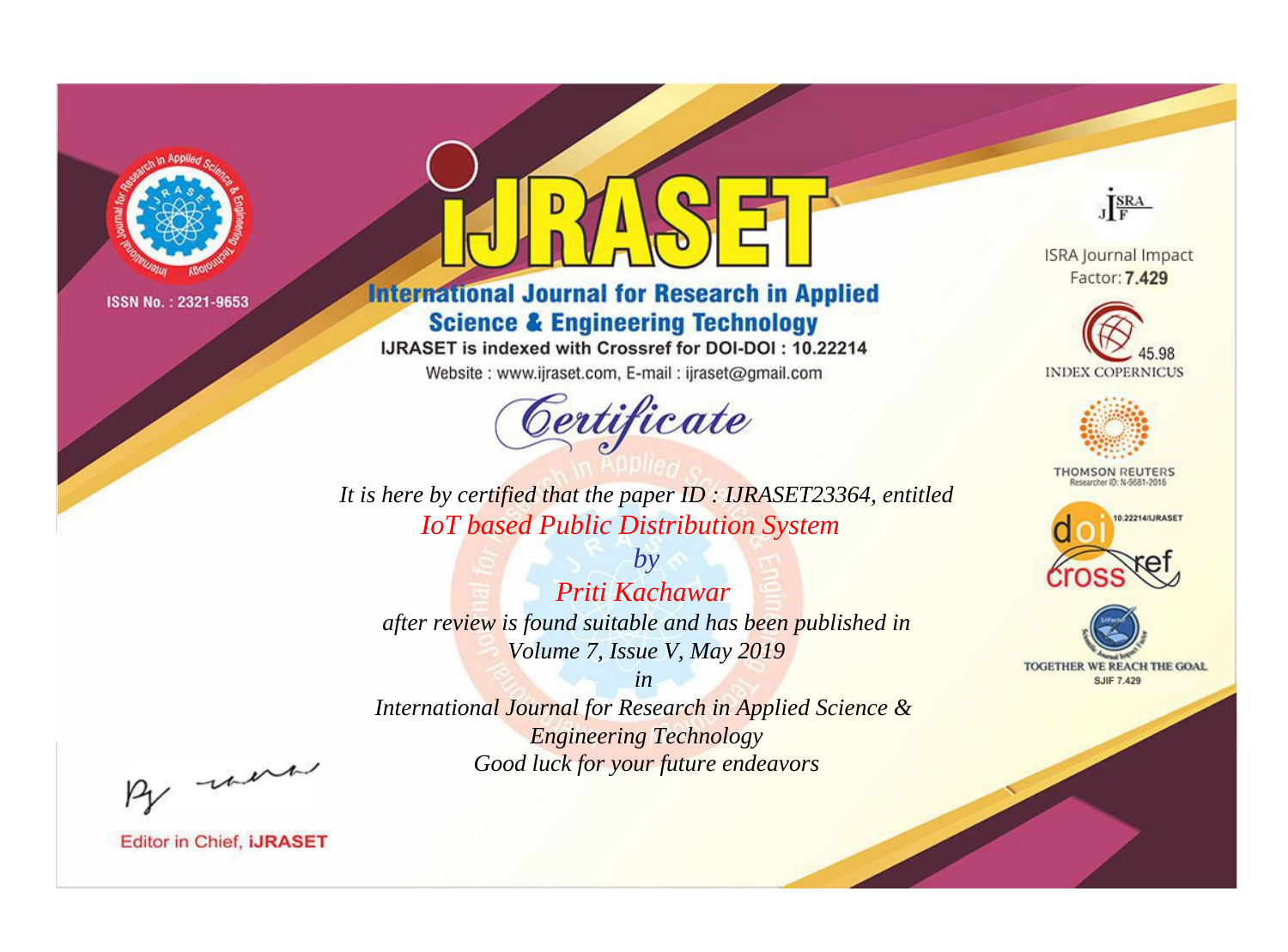ISSN No. : 2321-9653

# IJRASET

## International Journal for Research in Applied Science & Engineering Technology

IJRASET is indexed with Crossref for DOI-DOI : 10.22214

Website : www.ijraset.com, E-mail : ijraset@gmail.com

ISRA Journal Impact Factor: **7.429**

45.98 INDEX COPERNICUS

THOMSON REUTERS Researcher ID: N-9681-2016

10.22214/IJRASET

TOGETHER WE REACH THE GOAL SJIF 7.429

# *Certificate*

*It is here by certified that the paper ID : IJRASET23364, entitled*

*IoT based Public Distribution System*

*by*

*Priti Kachawar*

*after review is found suitable and has been published in*

*Volume 7, Issue V, May 2019*

*in*

*International Journal for Research in Applied Science & Engineering Technology*

*Good luck for your future endeavors*

Editor in Chief, **IJRASET**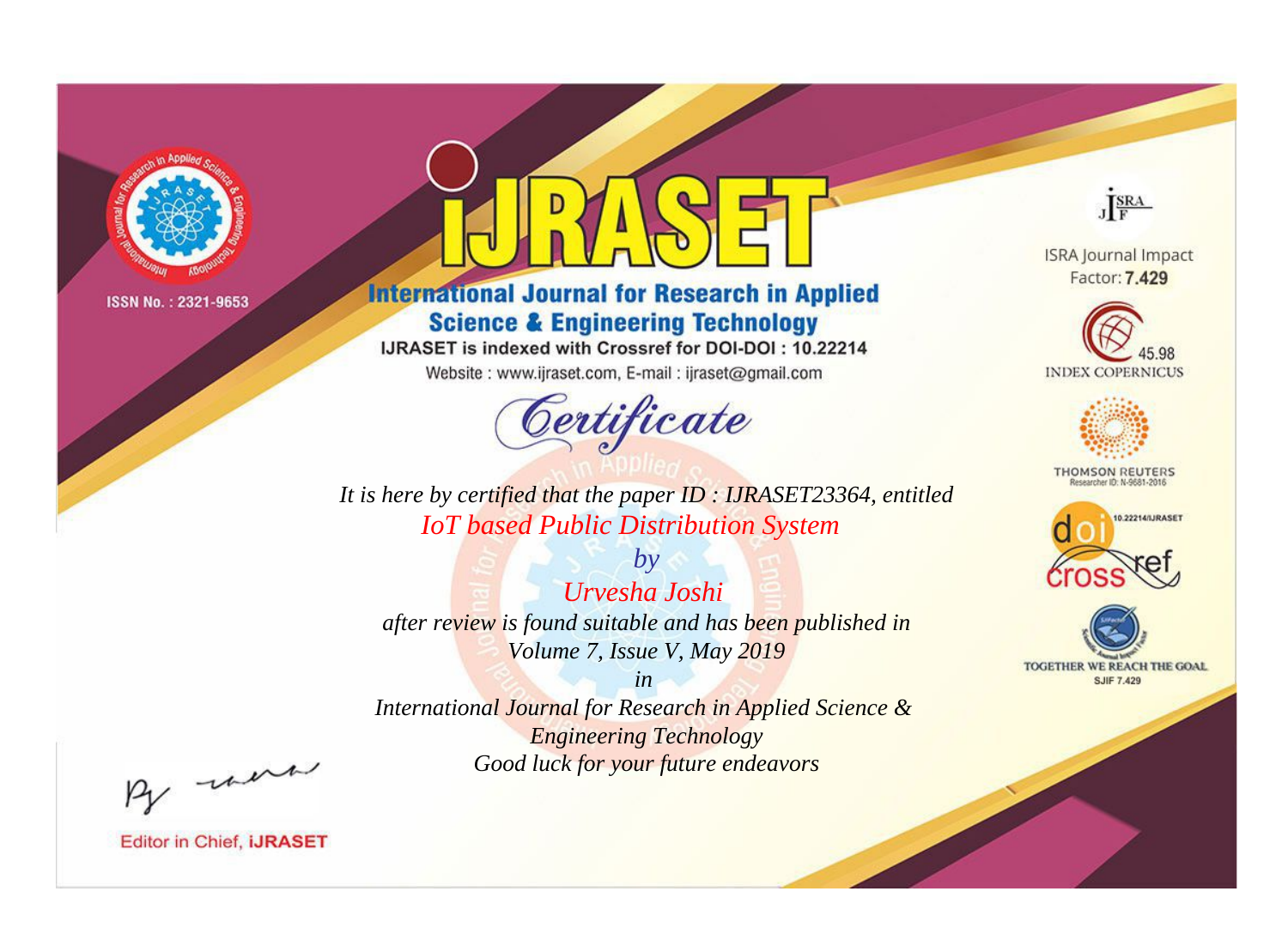ISSN No. : 2321-9653

# IJRASET

## International Journal for Research in Applied Science & Engineering Technology

IJRASET is indexed with Crossref for DOI-DOI : 10.22214

Website : www.ijraset.com, E-mail : ijraset@gmail.com

ISRA Journal Impact Factor: **7.429**

45.98 INDEX COPERNICUS

THOMSON REUTERS Researcher ID: N-9681-2016

10.22214/IJRASET

TOGETHER WE REACH THE GOAL SJIF 7.429

*Certificate*

*It is here by certified that the paper ID : IJRASET23364, entitled*

*IoT based Public Distribution System*

*by*

*Urvesha Joshi*

*after review is found suitable and has been published in*

*Volume 7, Issue V, May 2019*

*in*

*International Journal for Research in Applied Science & Engineering Technology*

*Good luck for your future endeavors*

Editor in Chief, **iJRASET**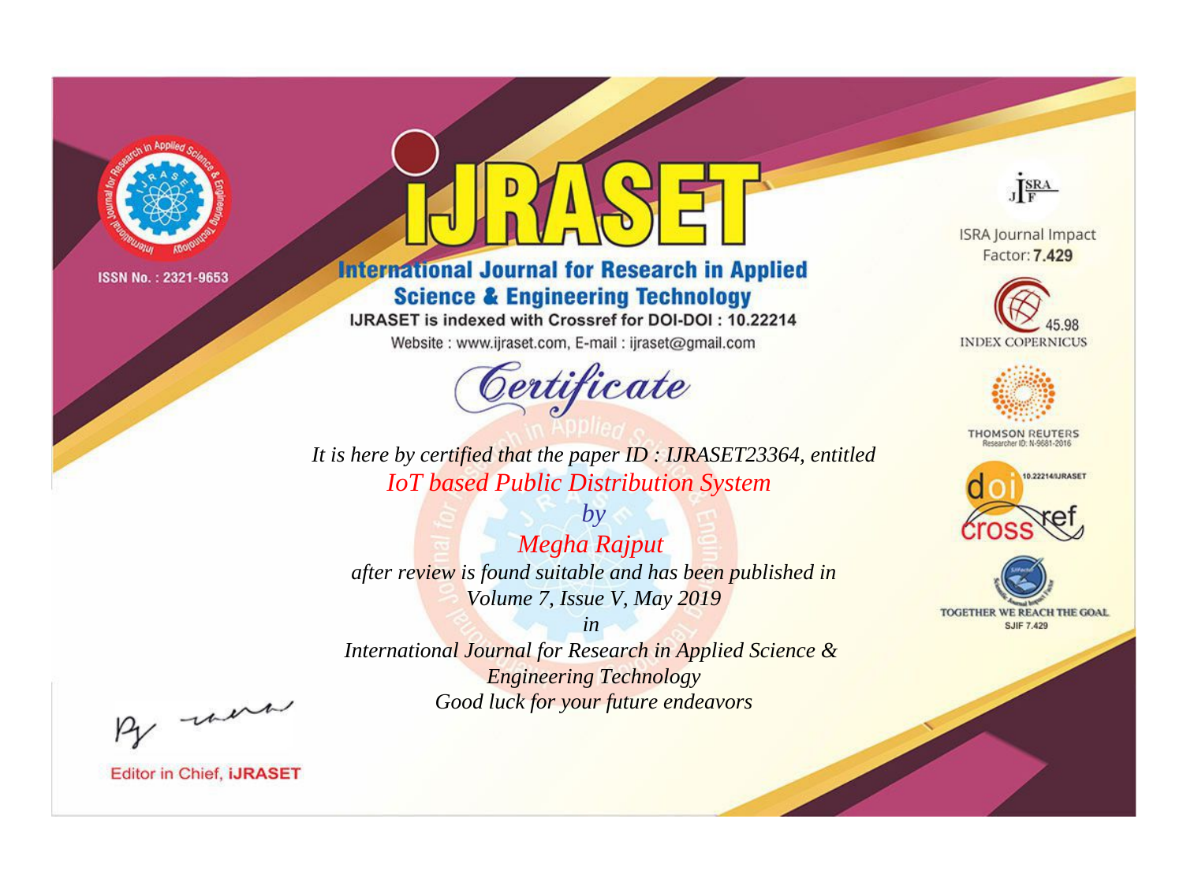ISSN No. : 2321-9653

# IJRASET

## International Journal for Research in Applied Science & Engineering Technology

IJRASET is indexed with Crossref for DOI-DOI : 10.22214

Website : www.ijraset.com, E-mail : ijraset@gmail.com

ISRA Journal Impact Factor: **7.429**

45.98 INDEX COPERNICUS

THOMSON REUTERS Researcher ID: N-9681-2016

10.22214/IJRASET

TOGETHER WE REACH THE GOAL SJIF 7.429

## Certificate

*It is here by certified that the paper ID : IJRASET23364, entitled*

*IoT based Public Distribution System*

*by*

*Megha Rajput*

*after review is found suitable and has been published in*

*Volume 7, Issue V, May 2019*

*in*

*International Journal for Research in Applied Science & Engineering Technology*

*Good luck for your future endeavors*

Editor in Chief, **iJRASET**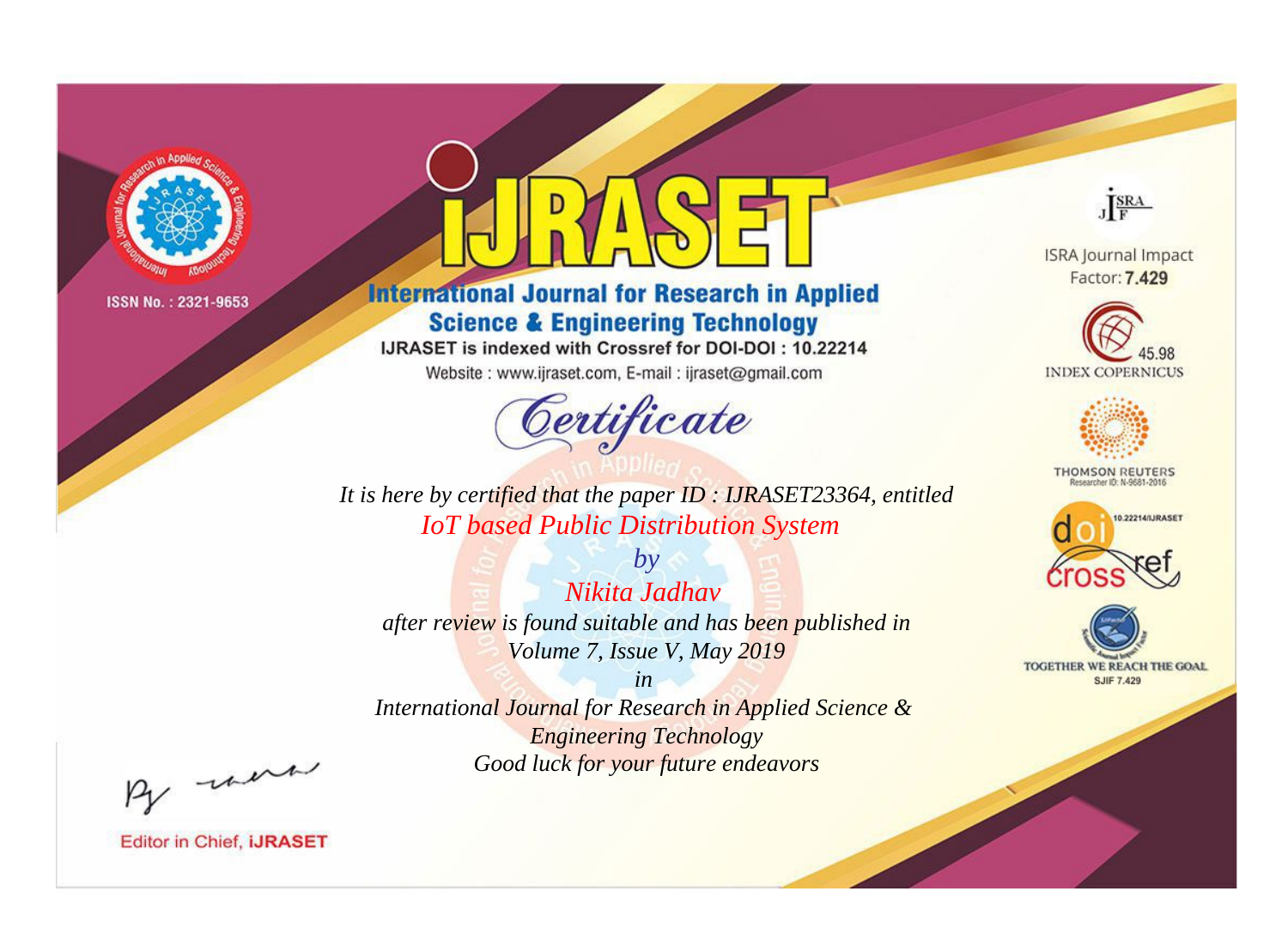ISSN No. : 2321-9653

# iJRASET

## International Journal for Research in Applied Science & Engineering Technology

IJRASET is indexed with Crossref for DOI-DOI : 10.22214

Website : www.ijraset.com, E-mail : ijraset@gmail.com

ISRA Journal Impact Factor: **7.429**

45.98 INDEX COPERNICUS

THOMSON REUTERS Researcher ID: N-9681-2016

10.22214/IJRASET

TOGETHER WE REACH THE GOAL SJIF 7.429

# *Certificate*

*It is here by certified that the paper ID : IJRASET23364, entitled*

*IoT based Public Distribution System*

*by*

*Nikita Jadhav*

*after review is found suitable and has been published in*

*Volume 7, Issue V, May 2019*

*in*

*International Journal for Research in Applied Science & Engineering Technology*

*Good luck for your future endeavors*

Editor in Chief, **iJRASET**